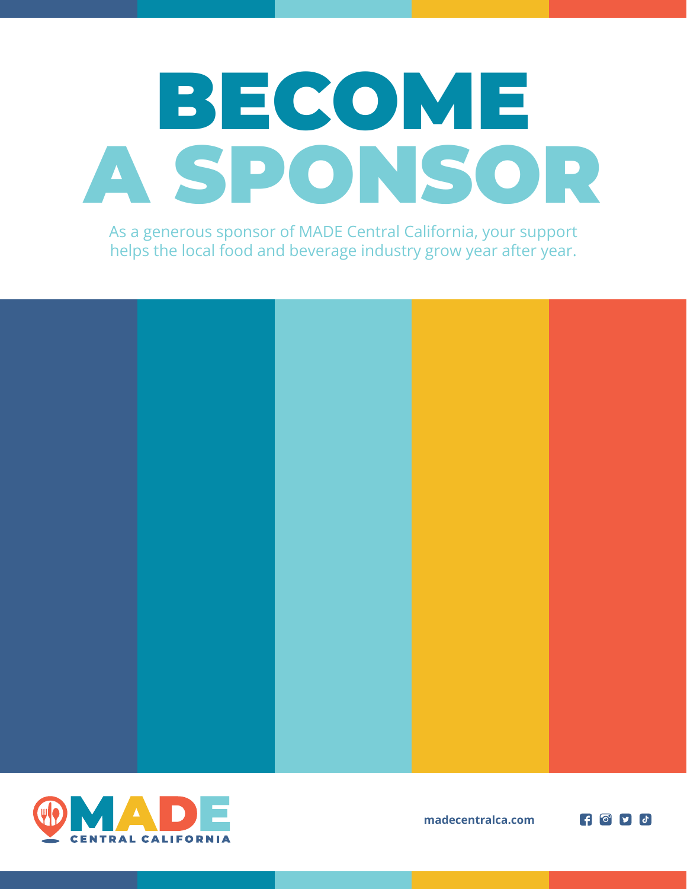# BECOME A SPONSOR

As a generous sponsor of MADE Central California, your support helps the local food and beverage industry grow year after year.

MADE CENTRAL CALIFORNIA

**madecentralca.com**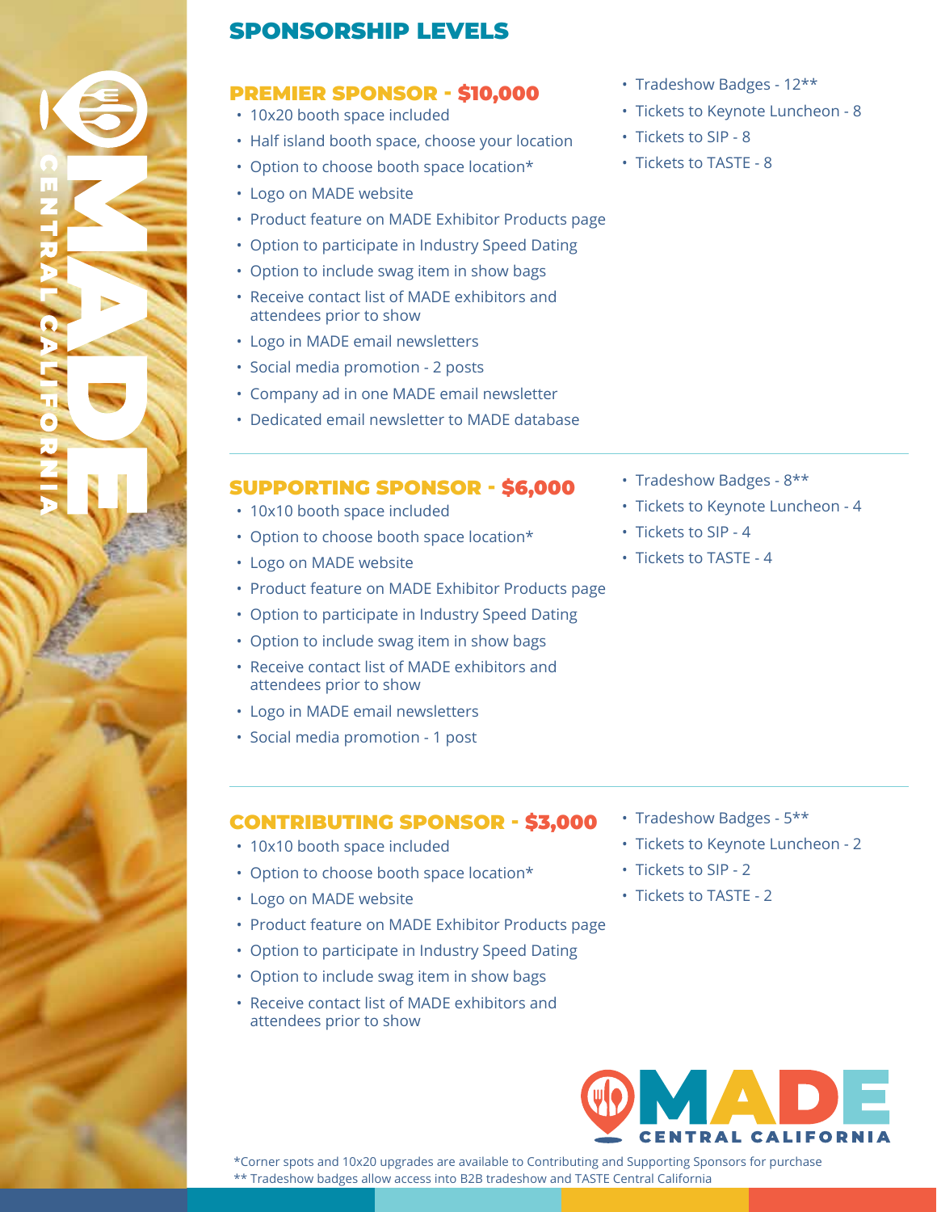## SPONSORSHIP LEVELS

### PREMIER SPONSOR - $10,000

- 10x20 booth space included
- Half island booth space, choose your location
- Option to choose booth space location*
- Logo on MADE website
- Product feature on MADE Exhibitor Products page
- Option to participate in Industry Speed Dating
- Option to include swag item in show bags
- Receive contact list of MADE exhibitors and attendees prior to show
- Logo in MADE email newsletters
- Social media promotion - 2 posts
- Company ad in one MADE email newsletter
- Dedicated email newsletter to MADE database
- Tradeshow Badges - 12**
- Tickets to Keynote Luncheon - 8
- Tickets to SIP - 8
- Tickets to TASTE - 8

### SUPPORTING SPONSOR - $6,000

- 10x10 booth space included
- Option to choose booth space location*
- Logo on MADE website
- Product feature on MADE Exhibitor Products page
- Option to participate in Industry Speed Dating
- Option to include swag item in show bags
- Receive contact list of MADE exhibitors and attendees prior to show
- Logo in MADE email newsletters
- Social media promotion - 1 post
- Tradeshow Badges - 8**
- Tickets to Keynote Luncheon - 4
- Tickets to SIP - 4
- Tickets to TASTE - 4

### CONTRIBUTING SPONSOR - $3,000

- 10x10 booth space included
- Option to choose booth space location*
- Logo on MADE website
- Product feature on MADE Exhibitor Products page
- Option to participate in Industry Speed Dating
- Option to include swag item in show bags
- Receive contact list of MADE exhibitors and attendees prior to show
- Tradeshow Badges - 5**
- Tickets to Keynote Luncheon - 2
- Tickets to SIP - 2
- Tickets to TASTE - 2

MADE CENTRAL CALIFORNIA

*Corner spots and 10x20 upgrades are available to Contributing and Supporting Sponsors for purchase
** Tradeshow badges allow access into B2B tradeshow and TASTE Central California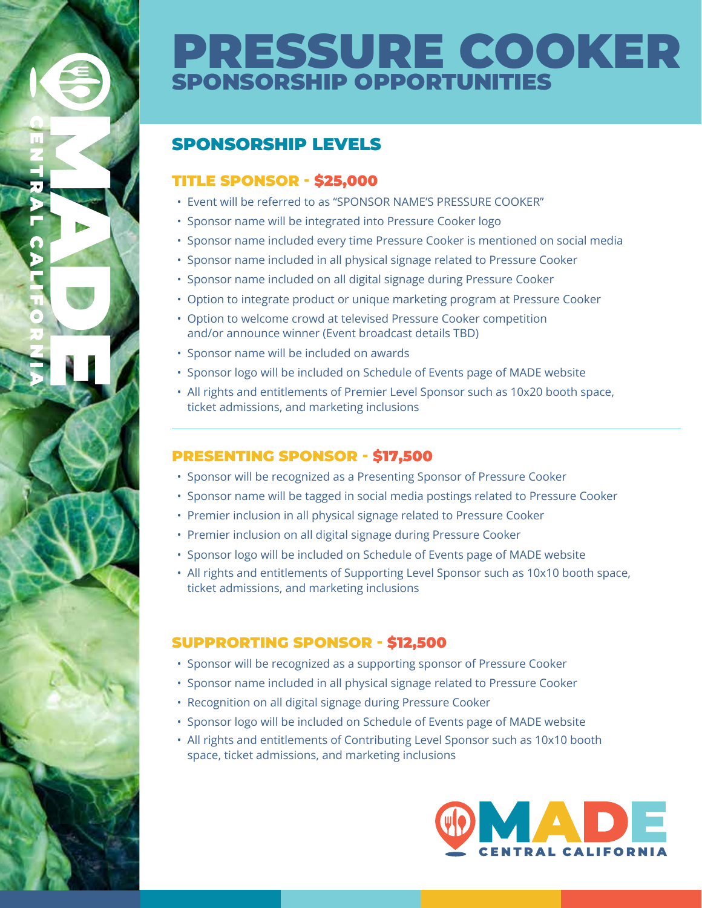# PRESSURE COOKER
## SPONSORSHIP OPPORTUNITIES

## SPONSORSHIP LEVELS

### TITLE SPONSOR - $25,000

- Event will be referred to as "SPONSOR NAME'S PRESSURE COOKER"
- Sponsor name will be integrated into Pressure Cooker logo
- Sponsor name included every time Pressure Cooker is mentioned on social media
- Sponsor name included in all physical signage related to Pressure Cooker
- Sponsor name included on all digital signage during Pressure Cooker
- Option to integrate product or unique marketing program at Pressure Cooker
- Option to welcome crowd at televised Pressure Cooker competition and/or announce winner (Event broadcast details TBD)
- Sponsor name will be included on awards
- Sponsor logo will be included on Schedule of Events page of MADE website
- All rights and entitlements of Premier Level Sponsor such as 10x20 booth space, ticket admissions, and marketing inclusions

### PRESENTING SPONSOR - $17,500

- Sponsor will be recognized as a Presenting Sponsor of Pressure Cooker
- Sponsor name will be tagged in social media postings related to Pressure Cooker
- Premier inclusion in all physical signage related to Pressure Cooker
- Premier inclusion on all digital signage during Pressure Cooker
- Sponsor logo will be included on Schedule of Events page of MADE website
- All rights and entitlements of Supporting Level Sponsor such as 10x10 booth space, ticket admissions, and marketing inclusions

### SUPPRORTING SPONSOR - $12,500

- Sponsor will be recognized as a supporting sponsor of Pressure Cooker
- Sponsor name included in all physical signage related to Pressure Cooker
- Recognition on all digital signage during Pressure Cooker
- Sponsor logo will be included on Schedule of Events page of MADE website
- All rights and entitlements of Contributing Level Sponsor such as 10x10 booth space, ticket admissions, and marketing inclusions

MADE CENTRAL CALIFORNIA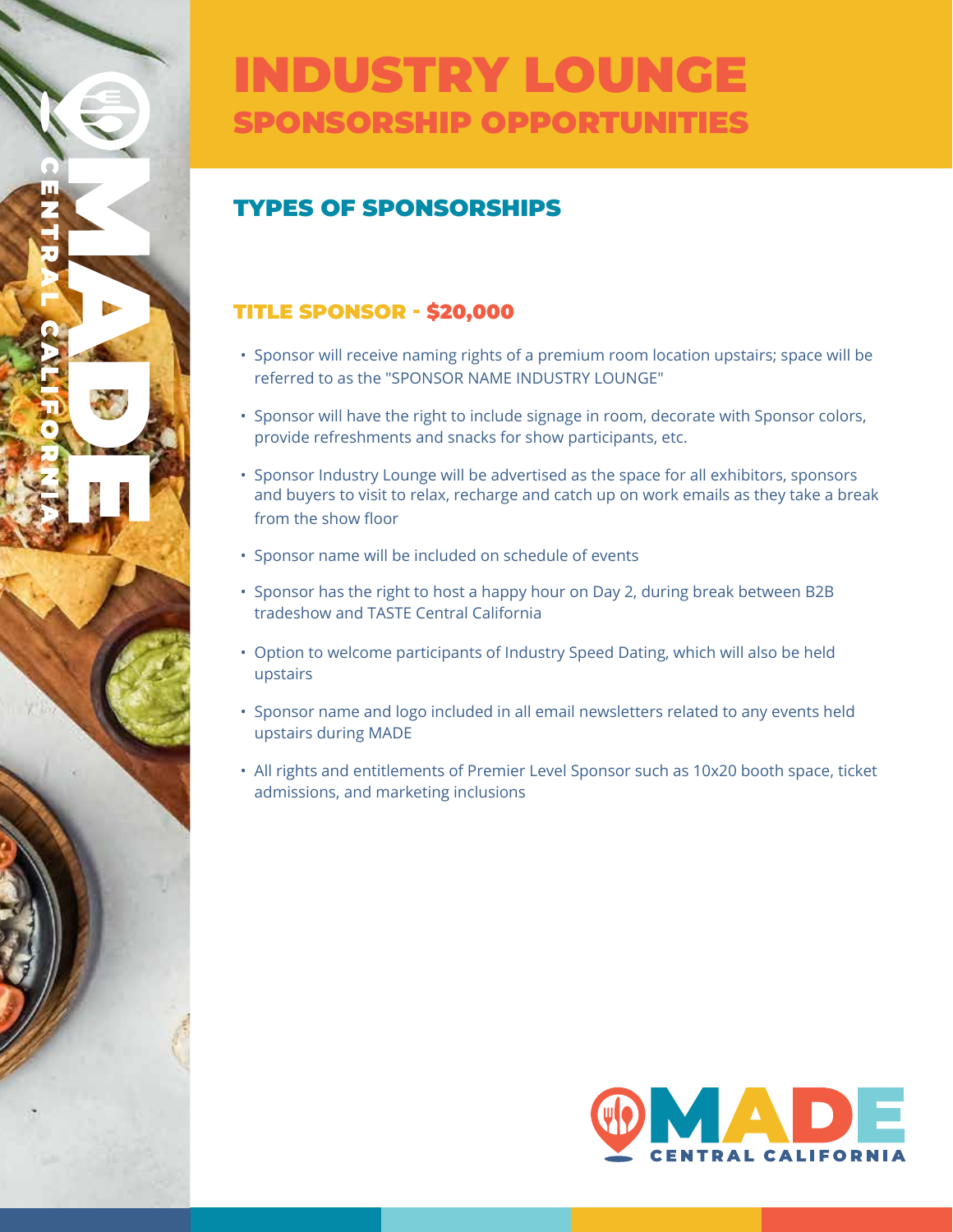# INDUSTRY LOUNGE

## SPONSORSHIP OPPORTUNITIES

## TYPES OF SPONSORSHIPS

### TITLE SPONSOR - $20,000

- Sponsor will receive naming rights of a premium room location upstairs; space will be referred to as the "SPONSOR NAME INDUSTRY LOUNGE"
- Sponsor will have the right to include signage in room, decorate with Sponsor colors, provide refreshments and snacks for show participants, etc.
- Sponsor Industry Lounge will be advertised as the space for all exhibitors, sponsors and buyers to visit to relax, recharge and catch up on work emails as they take a break from the show floor
- Sponsor name will be included on schedule of events
- Sponsor has the right to host a happy hour on Day 2, during break between B2B tradeshow and TASTE Central California
- Option to welcome participants of Industry Speed Dating, which will also be held upstairs
- Sponsor name and logo included in all email newsletters related to any events held upstairs during MADE
- All rights and entitlements of Premier Level Sponsor such as 10x20 booth space, ticket admissions, and marketing inclusions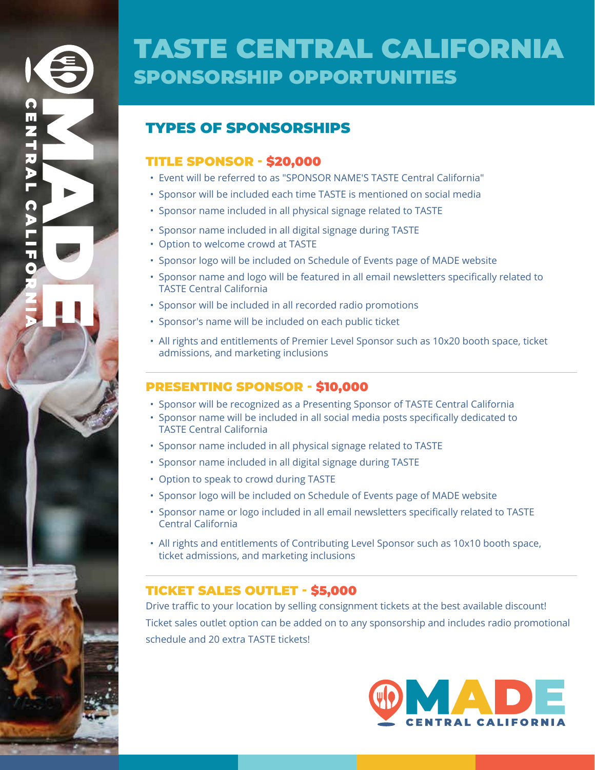# TASTE CENTRAL CALIFORNIA
## SPONSORSHIP OPPORTUNITIES

## TYPES OF SPONSORSHIPS

### TITLE SPONSOR - $20,000

- Event will be referred to as "SPONSOR NAME'S TASTE Central California"
- Sponsor will be included each time TASTE is mentioned on social media
- Sponsor name included in all physical signage related to TASTE
- Sponsor name included in all digital signage during TASTE
- Option to welcome crowd at TASTE
- Sponsor logo will be included on Schedule of Events page of MADE website
- Sponsor name and logo will be featured in all email newsletters specifically related to TASTE Central California
- Sponsor will be included in all recorded radio promotions
- Sponsor's name will be included on each public ticket
- All rights and entitlements of Premier Level Sponsor such as 10x20 booth space, ticket admissions, and marketing inclusions

### PRESENTING SPONSOR - $10,000

- Sponsor will be recognized as a Presenting Sponsor of TASTE Central California
- Sponsor name will be included in all social media posts specifically dedicated to TASTE Central California
- Sponsor name included in all physical signage related to TASTE
- Sponsor name included in all digital signage during TASTE
- Option to speak to crowd during TASTE
- Sponsor logo will be included on Schedule of Events page of MADE website
- Sponsor name or logo included in all email newsletters specifically related to TASTE Central California
- All rights and entitlements of Contributing Level Sponsor such as 10x10 booth space, ticket admissions, and marketing inclusions

### TICKET SALES OUTLET - $5,000

Drive traffic to your location by selling consignment tickets at the best available discount! Ticket sales outlet option can be added on to any sponsorship and includes radio promotional schedule and 20 extra TASTE tickets!

MADE CENTRAL CALIFORNIA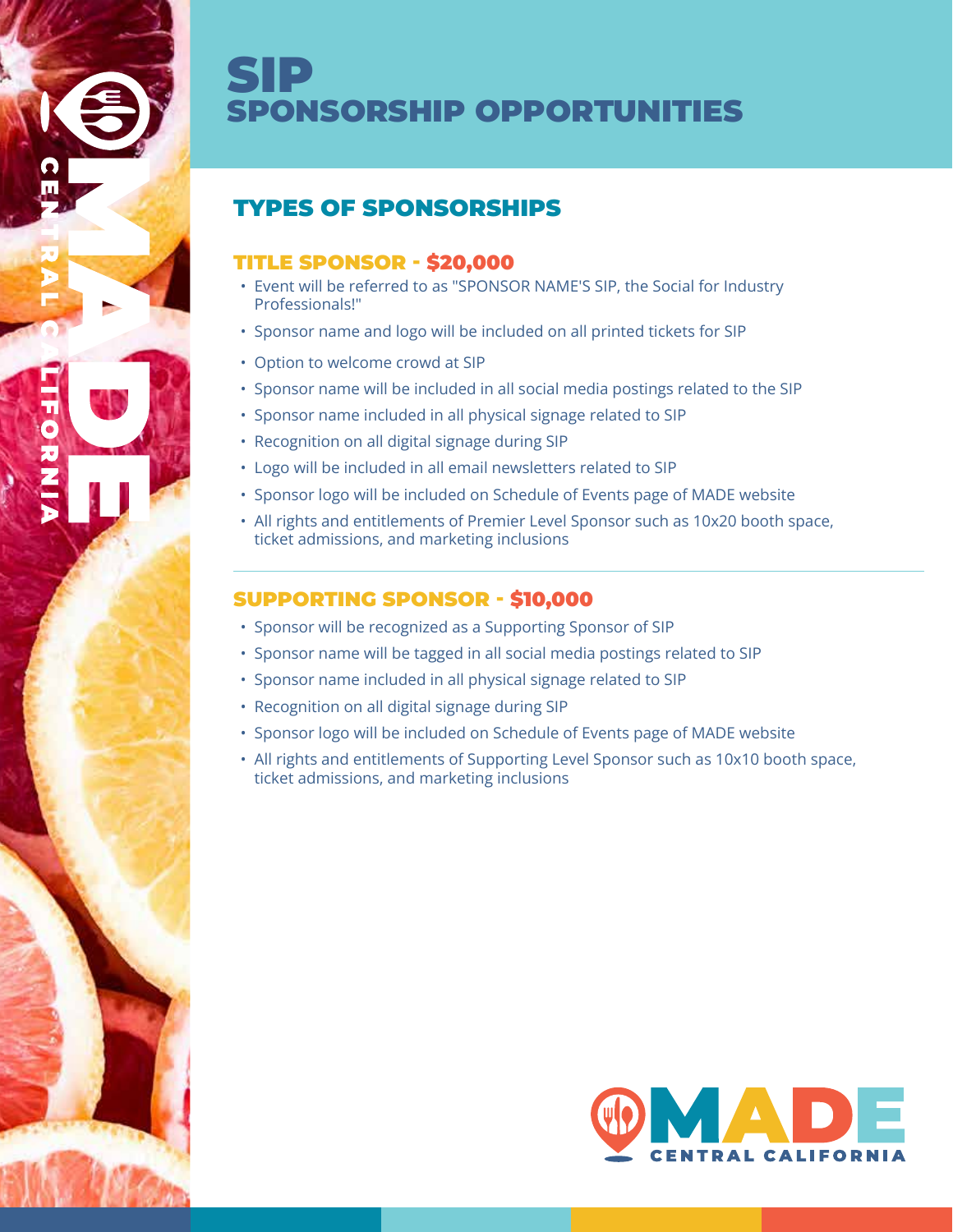# SIP
## SPONSORSHIP OPPORTUNITIES

### TYPES OF SPONSORSHIPS

#### TITLE SPONSOR - $20,000

- Event will be referred to as "SPONSOR NAME'S SIP, the Social for Industry Professionals!"
- Sponsor name and logo will be included on all printed tickets for SIP
- Option to welcome crowd at SIP
- Sponsor name will be included in all social media postings related to the SIP
- Sponsor name included in all physical signage related to SIP
- Recognition on all digital signage during SIP
- Logo will be included in all email newsletters related to SIP
- Sponsor logo will be included on Schedule of Events page of MADE website
- All rights and entitlements of Premier Level Sponsor such as 10x20 booth space, ticket admissions, and marketing inclusions

---

#### SUPPORTING SPONSOR - $10,000

- Sponsor will be recognized as a Supporting Sponsor of SIP
- Sponsor name will be tagged in all social media postings related to SIP
- Sponsor name included in all physical signage related to SIP
- Recognition on all digital signage during SIP
- Sponsor logo will be included on Schedule of Events page of MADE website
- All rights and entitlements of Supporting Level Sponsor such as 10x10 booth space, ticket admissions, and marketing inclusions